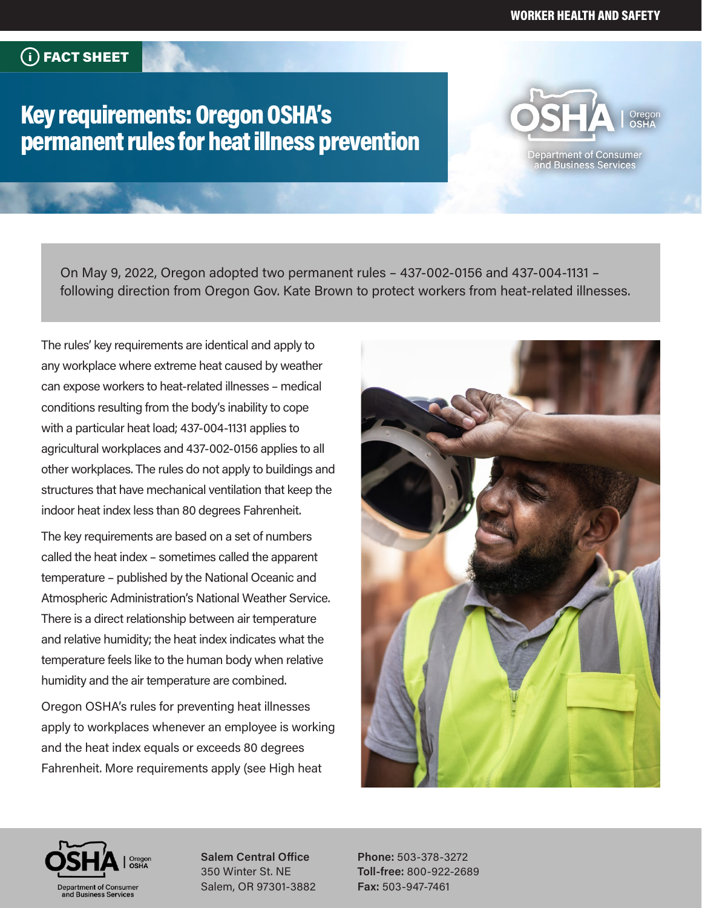FACT SHEET

# Key requirements: Oregon OSHA's permanent rules for heat illness prevention

On May 9, 2022, Oregon adopted two permanent rules – 437-002-0156 and 437-004-1131 – following direction from Oregon Gov. Kate Brown to protect workers from heat-related illnesses.

The rules' key requirements are identical and apply to any workplace where extreme heat caused by weather can expose workers to heat-related illnesses – medical conditions resulting from the body's inability to cope with a particular heat load; 437-004-1131 applies to agricultural workplaces and 437-002-0156 applies to all other workplaces. The rules do not apply to buildings and structures that have mechanical ventilation that keep the indoor heat index less than 80 degrees Fahrenheit.

The key requirements are based on a set of numbers called the heat index – sometimes called the apparent temperature – published by the National Oceanic and Atmospheric Administration's National Weather Service. There is a direct relationship between air temperature and relative humidity; the heat index indicates what the temperature feels like to the human body when relative humidity and the air temperature are combined.

Oregon OSHA's rules for preventing heat illnesses apply to workplaces whenever an employee is working and the heat index equals or exceeds 80 degrees Fahrenheit. More requirements apply (see High heat

**Salem Central Office**
350 Winter St. NE
Salem, OR 97301-3882

**Phone:** 503-378-3272
**Toll-free:** 800-922-2689
**Fax:** 503-947-7461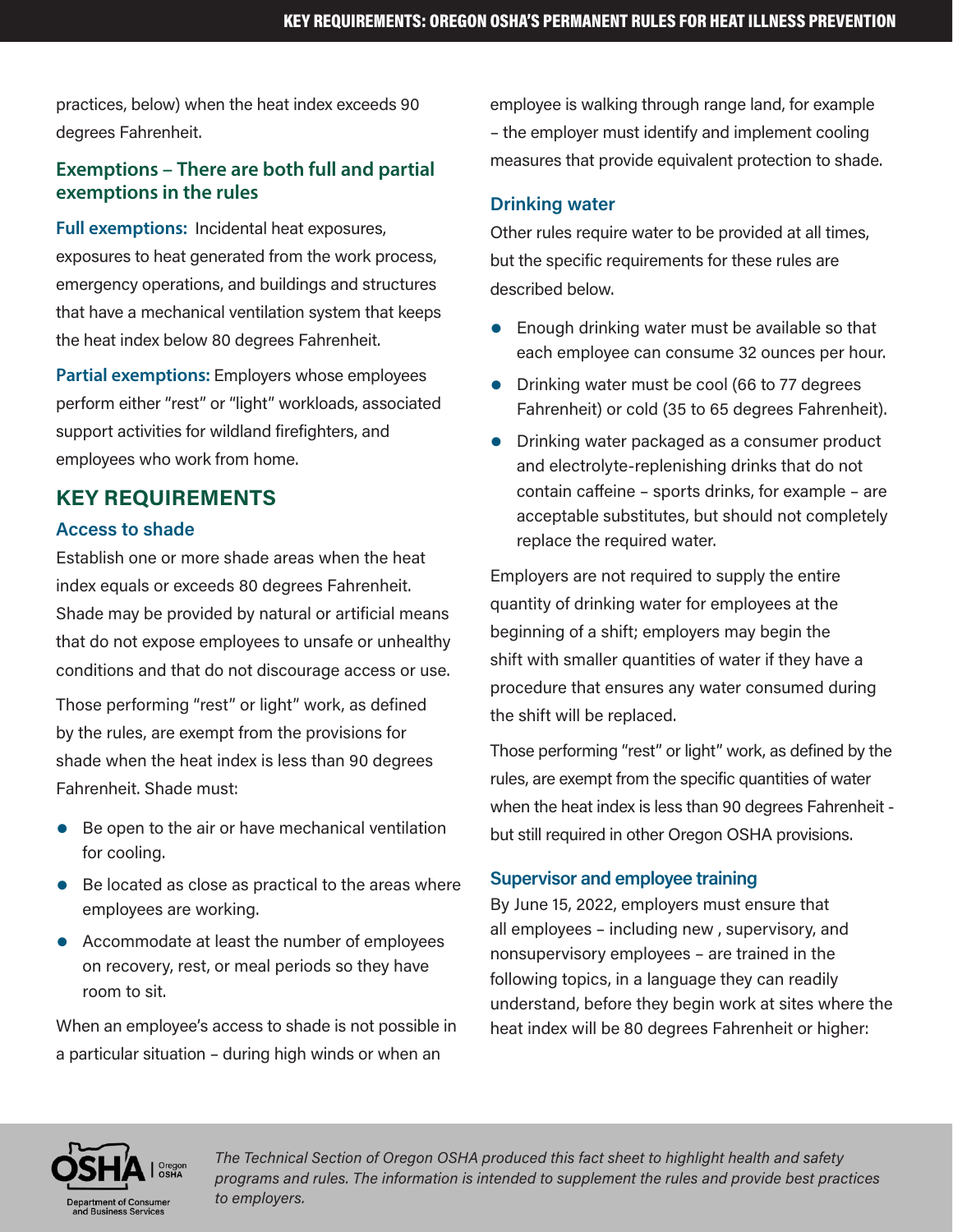practices, below) when the heat index exceeds 90 degrees Fahrenheit.

### Exemptions – There are both full and partial exemptions in the rules

**Full exemptions:** Incidental heat exposures, exposures to heat generated from the work process, emergency operations, and buildings and structures that have a mechanical ventilation system that keeps the heat index below 80 degrees Fahrenheit.

**Partial exemptions:** Employers whose employees perform either "rest" or "light" workloads, associated support activities for wildland firefighters, and employees who work from home.

## KEY REQUIREMENTS

### Access to shade

Establish one or more shade areas when the heat index equals or exceeds 80 degrees Fahrenheit. Shade may be provided by natural or artificial means that do not expose employees to unsafe or unhealthy conditions and that do not discourage access or use.

Those performing "rest" or light" work, as defined by the rules, are exempt from the provisions for shade when the heat index is less than 90 degrees Fahrenheit. Shade must:

- Be open to the air or have mechanical ventilation for cooling.
- Be located as close as practical to the areas where employees are working.
- Accommodate at least the number of employees on recovery, rest, or meal periods so they have room to sit.

When an employee's access to shade is not possible in a particular situation – during high winds or when an employee is walking through range land, for example – the employer must identify and implement cooling measures that provide equivalent protection to shade.

### Drinking water

Other rules require water to be provided at all times, but the specific requirements for these rules are described below.

- Enough drinking water must be available so that each employee can consume 32 ounces per hour.
- Drinking water must be cool (66 to 77 degrees Fahrenheit) or cold (35 to 65 degrees Fahrenheit).
- Drinking water packaged as a consumer product and electrolyte-replenishing drinks that do not contain caffeine – sports drinks, for example – are acceptable substitutes, but should not completely replace the required water.

Employers are not required to supply the entire quantity of drinking water for employees at the beginning of a shift; employers may begin the shift with smaller quantities of water if they have a procedure that ensures any water consumed during the shift will be replaced.

Those performing "rest" or light" work, as defined by the rules, are exempt from the specific quantities of water when the heat index is less than 90 degrees Fahrenheit - but still required in other Oregon OSHA provisions.

### Supervisor and employee training

By June 15, 2022, employers must ensure that all employees – including new , supervisory, and nonsupervisory employees – are trained in the following topics, in a language they can readily understand, before they begin work at sites where the heat index will be 80 degrees Fahrenheit or higher:

*The Technical Section of Oregon OSHA produced this fact sheet to highlight health and safety programs and rules. The information is intended to supplement the rules and provide best practices to employers.*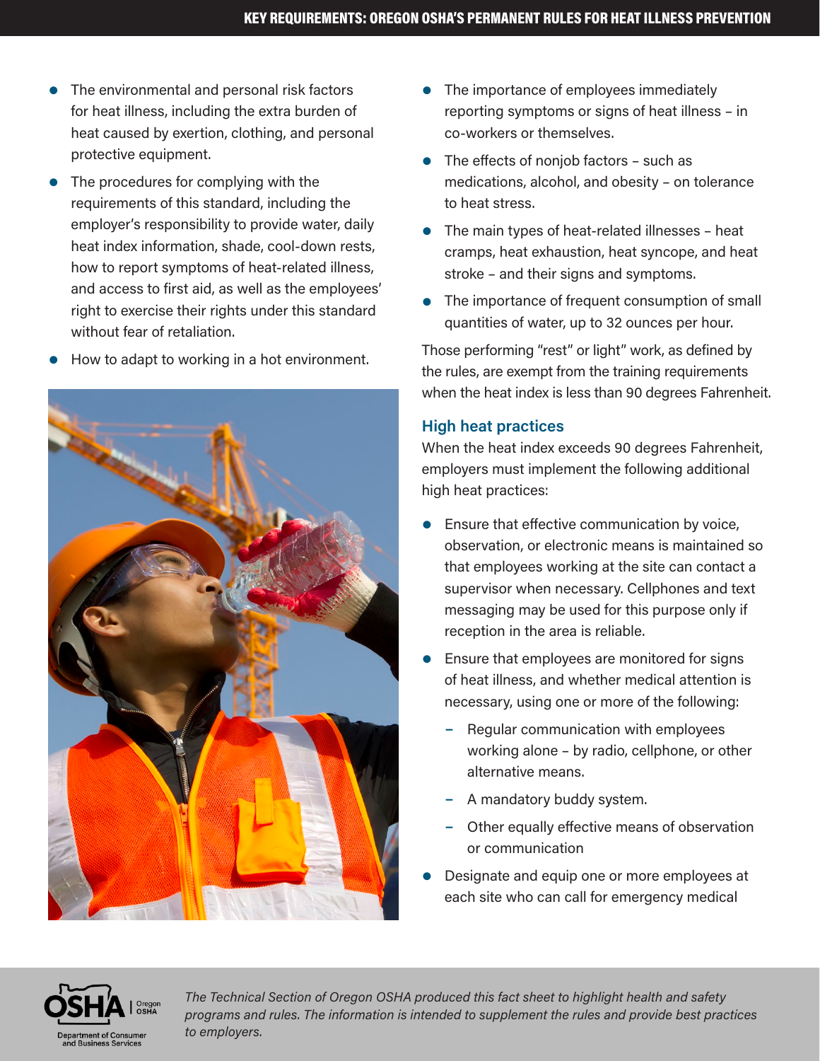- The environmental and personal risk factors for heat illness, including the extra burden of heat caused by exertion, clothing, and personal protective equipment.
- The procedures for complying with the requirements of this standard, including the employer's responsibility to provide water, daily heat index information, shade, cool-down rests, how to report symptoms of heat-related illness, and access to first aid, as well as the employees' right to exercise their rights under this standard without fear of retaliation.
- How to adapt to working in a hot environment.
- The importance of employees immediately reporting symptoms or signs of heat illness – in co-workers or themselves.
- The effects of nonjob factors – such as medications, alcohol, and obesity – on tolerance to heat stress.
- The main types of heat-related illnesses – heat cramps, heat exhaustion, heat syncope, and heat stroke – and their signs and symptoms.
- The importance of frequent consumption of small quantities of water, up to 32 ounces per hour.

Those performing "rest" or light" work, as defined by the rules, are exempt from the training requirements when the heat index is less than 90 degrees Fahrenheit.

## High heat practices

When the heat index exceeds 90 degrees Fahrenheit, employers must implement the following additional high heat practices:

- Ensure that effective communication by voice, observation, or electronic means is maintained so that employees working at the site can contact a supervisor when necessary. Cellphones and text messaging may be used for this purpose only if reception in the area is reliable.
- Ensure that employees are monitored for signs of heat illness, and whether medical attention is necessary, using one or more of the following:
  - Regular communication with employees working alone – by radio, cellphone, or other alternative means.
  - A mandatory buddy system.
  - Other equally effective means of observation or communication
- Designate and equip one or more employees at each site who can call for emergency medical

*The Technical Section of Oregon OSHA produced this fact sheet to highlight health and safety programs and rules. The information is intended to supplement the rules and provide best practices to employers.*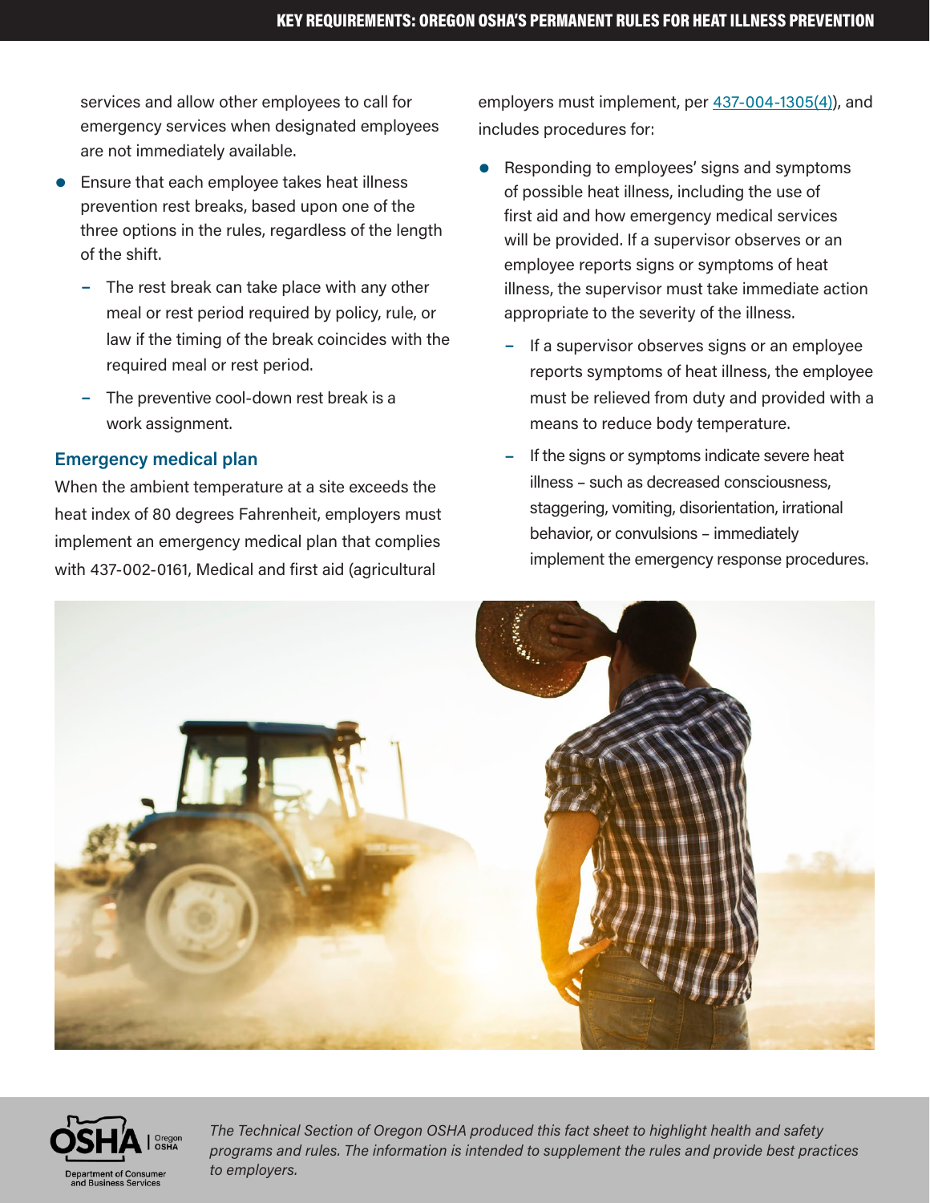services and allow other employees to call for emergency services when designated employees are not immediately available.

- Ensure that each employee takes heat illness prevention rest breaks, based upon one of the three options in the rules, regardless of the length of the shift.
  - The rest break can take place with any other meal or rest period required by policy, rule, or law if the timing of the break coincides with the required meal or rest period.
  - The preventive cool-down rest break is a work assignment.

### Emergency medical plan

When the ambient temperature at a site exceeds the heat index of 80 degrees Fahrenheit, employers must implement an emergency medical plan that complies with 437-002-0161, Medical and first aid (agricultural employers must implement, per 437-004-1305(4)), and includes procedures for:

- Responding to employees' signs and symptoms of possible heat illness, including the use of first aid and how emergency medical services will be provided. If a supervisor observes or an employee reports signs or symptoms of heat illness, the supervisor must take immediate action appropriate to the severity of the illness.
  - If a supervisor observes signs or an employee reports symptoms of heat illness, the employee must be relieved from duty and provided with a means to reduce body temperature.
  - If the signs or symptoms indicate severe heat illness – such as decreased consciousness, staggering, vomiting, disorientation, irrational behavior, or convulsions – immediately implement the emergency response procedures.

*The Technical Section of Oregon OSHA produced this fact sheet to highlight health and safety programs and rules. The information is intended to supplement the rules and provide best practices to employers.*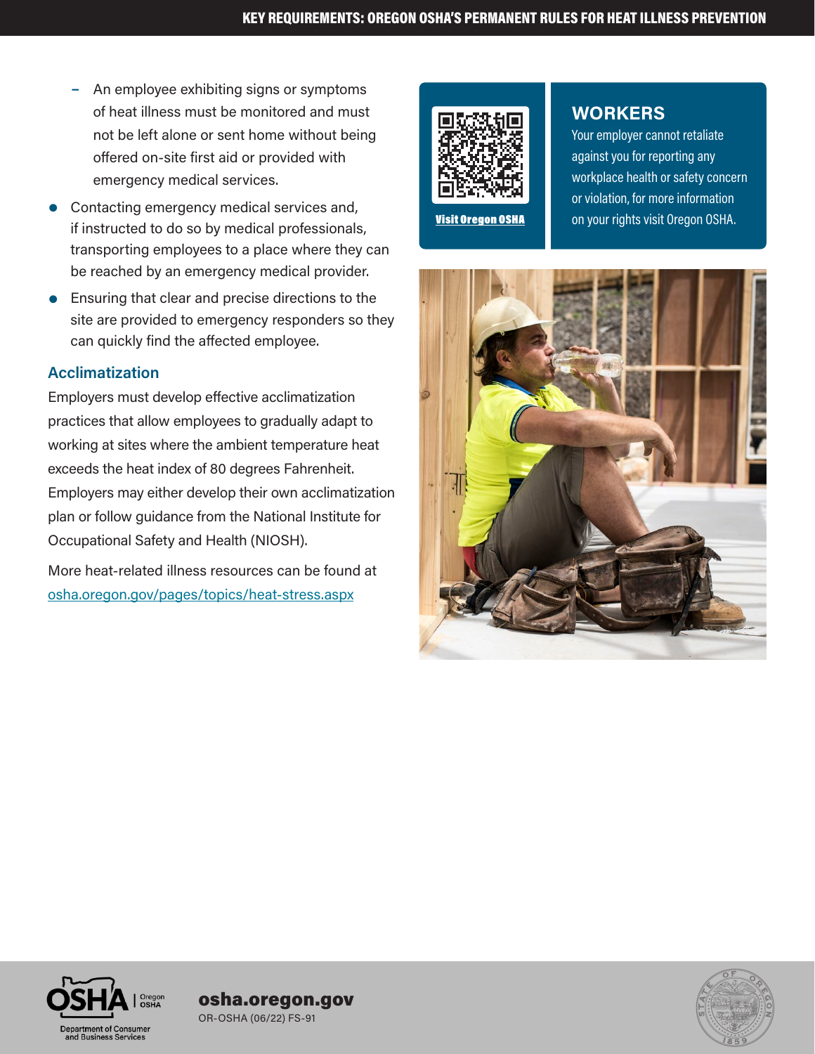- An employee exhibiting signs or symptoms of heat illness must be monitored and must not be left alone or sent home without being offered on-site first aid or provided with emergency medical services.
- Contacting emergency medical services and, if instructed to do so by medical professionals, transporting employees to a place where they can be reached by an emergency medical provider.
- Ensuring that clear and precise directions to the site are provided to emergency responders so they can quickly find the affected employee.

### Acclimatization

Employers must develop effective acclimatization practices that allow employees to gradually adapt to working at sites where the ambient temperature heat exceeds the heat index of 80 degrees Fahrenheit. Employers may either develop their own acclimatization plan or follow guidance from the National Institute for Occupational Safety and Health (NIOSH).

More heat-related illness resources can be found at osha.oregon.gov/pages/topics/heat-stress.aspx

Visit Oregon OSHA

### WORKERS

Your employer cannot retaliate against you for reporting any workplace health or safety concern or violation, for more information on your rights visit Oregon OSHA.

osha.oregon.gov

OR-OSHA (06/22) FS-91